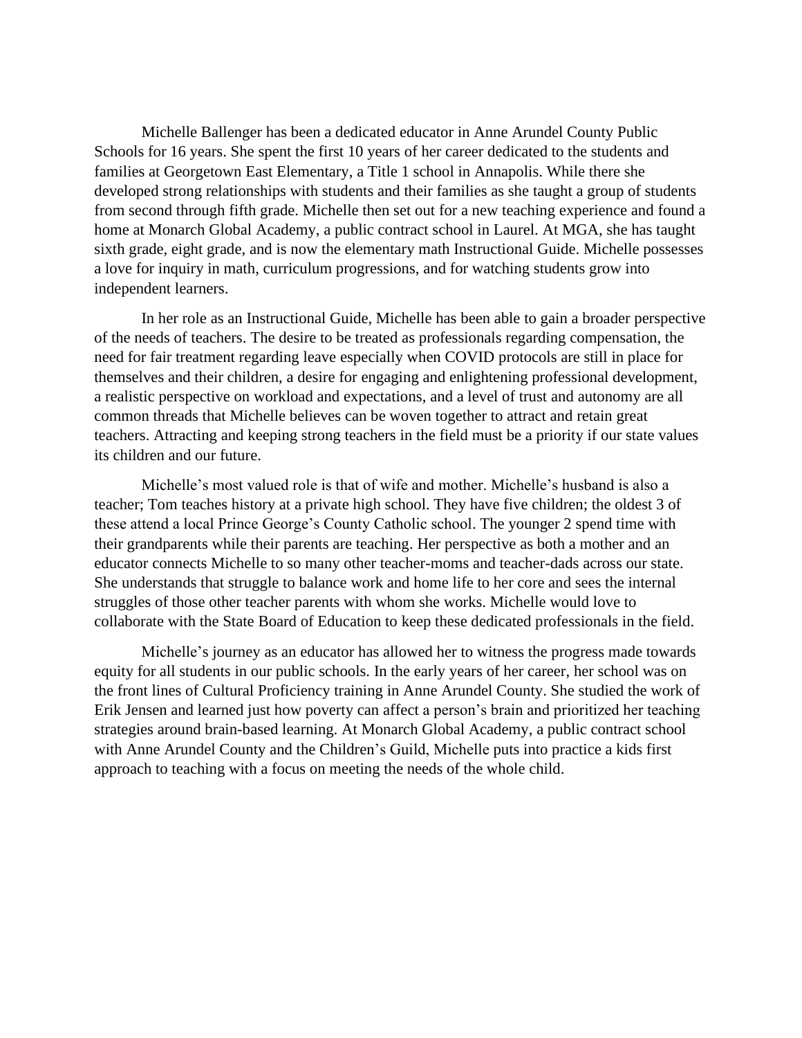Michelle Ballenger has been a dedicated educator in Anne Arundel County Public Schools for 16 years. She spent the first 10 years of her career dedicated to the students and families at Georgetown East Elementary, a Title 1 school in Annapolis. While there she developed strong relationships with students and their families as she taught a group of students from second through fifth grade. Michelle then set out for a new teaching experience and found a home at Monarch Global Academy, a public contract school in Laurel. At MGA, she has taught sixth grade, eight grade, and is now the elementary math Instructional Guide. Michelle possesses a love for inquiry in math, curriculum progressions, and for watching students grow into independent learners.

In her role as an Instructional Guide, Michelle has been able to gain a broader perspective of the needs of teachers. The desire to be treated as professionals regarding compensation, the need for fair treatment regarding leave especially when COVID protocols are still in place for themselves and their children, a desire for engaging and enlightening professional development, a realistic perspective on workload and expectations, and a level of trust and autonomy are all common threads that Michelle believes can be woven together to attract and retain great teachers. Attracting and keeping strong teachers in the field must be a priority if our state values its children and our future.

Michelle's most valued role is that of wife and mother. Michelle's husband is also a teacher; Tom teaches history at a private high school. They have five children; the oldest 3 of these attend a local Prince George's County Catholic school. The younger 2 spend time with their grandparents while their parents are teaching. Her perspective as both a mother and an educator connects Michelle to so many other teacher-moms and teacher-dads across our state. She understands that struggle to balance work and home life to her core and sees the internal struggles of those other teacher parents with whom she works. Michelle would love to collaborate with the State Board of Education to keep these dedicated professionals in the field.

Michelle's journey as an educator has allowed her to witness the progress made towards equity for all students in our public schools. In the early years of her career, her school was on the front lines of Cultural Proficiency training in Anne Arundel County. She studied the work of Erik Jensen and learned just how poverty can affect a person's brain and prioritized her teaching strategies around brain-based learning. At Monarch Global Academy, a public contract school with Anne Arundel County and the Children's Guild, Michelle puts into practice a kids first approach to teaching with a focus on meeting the needs of the whole child.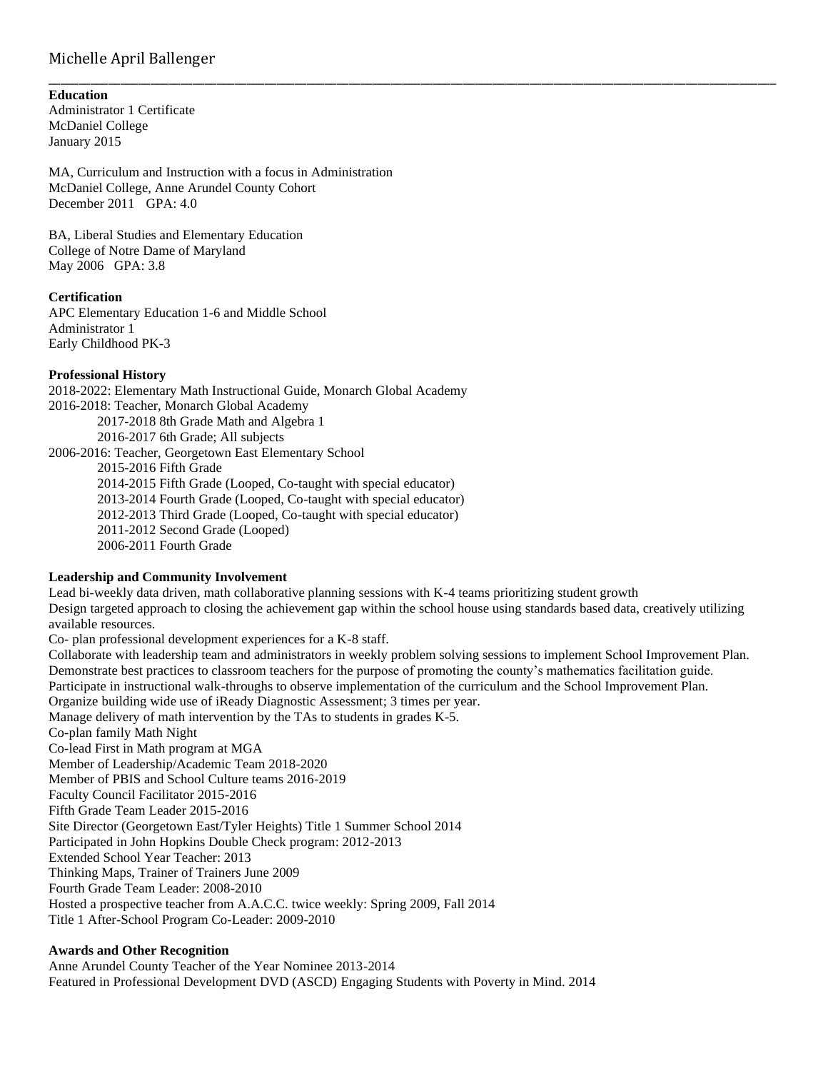# Michelle April Ballenger

---

**Education**

Administrator 1 Certificate
McDaniel College
January 2015

MA, Curriculum and Instruction with a focus in Administration
McDaniel College, Anne Arundel County Cohort
December 2011 GPA: 4.0

BA, Liberal Studies and Elementary Education
College of Notre Dame of Maryland
May 2006 GPA: 3.8

**Certification**

APC Elementary Education 1-6 and Middle School
Administrator 1
Early Childhood PK-3

**Professional History**

2018-2022: Elementary Math Instructional Guide, Monarch Global Academy
2016-2018: Teacher, Monarch Global Academy
- 2017-2018 8th Grade Math and Algebra 1
- 2016-2017 6th Grade; All subjects

2006-2016: Teacher, Georgetown East Elementary School
- 2015-2016 Fifth Grade
- 2014-2015 Fifth Grade (Looped, Co-taught with special educator)
- 2013-2014 Fourth Grade (Looped, Co-taught with special educator)
- 2012-2013 Third Grade (Looped, Co-taught with special educator)
- 2011-2012 Second Grade (Looped)
- 2006-2011 Fourth Grade

**Leadership and Community Involvement**

Lead bi-weekly data driven, math collaborative planning sessions with K-4 teams prioritizing student growth
Design targeted approach to closing the achievement gap within the school house using standards based data, creatively utilizing available resources.
Co- plan professional development experiences for a K-8 staff.
Collaborate with leadership team and administrators in weekly problem solving sessions to implement School Improvement Plan.
Demonstrate best practices to classroom teachers for the purpose of promoting the county's mathematics facilitation guide.
Participate in instructional walk-throughs to observe implementation of the curriculum and the School Improvement Plan.
Organize building wide use of iReady Diagnostic Assessment; 3 times per year.
Manage delivery of math intervention by the TAs to students in grades K-5.
Co-plan family Math Night
Co-lead First in Math program at MGA
Member of Leadership/Academic Team 2018-2020
Member of PBIS and School Culture teams 2016-2019
Faculty Council Facilitator 2015-2016
Fifth Grade Team Leader 2015-2016
Site Director (Georgetown East/Tyler Heights) Title 1 Summer School 2014
Participated in John Hopkins Double Check program: 2012-2013
Extended School Year Teacher: 2013
Thinking Maps, Trainer of Trainers June 2009
Fourth Grade Team Leader: 2008-2010
Hosted a prospective teacher from A.A.C.C. twice weekly: Spring 2009, Fall 2014
Title 1 After-School Program Co-Leader: 2009-2010

**Awards and Other Recognition**

Anne Arundel County Teacher of the Year Nominee 2013-2014
Featured in Professional Development DVD (ASCD) Engaging Students with Poverty in Mind. 2014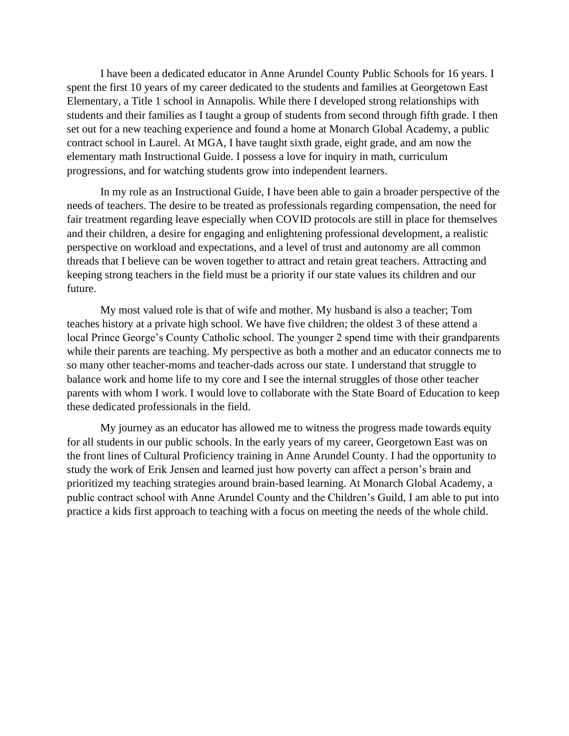I have been a dedicated educator in Anne Arundel County Public Schools for 16 years. I spent the first 10 years of my career dedicated to the students and families at Georgetown East Elementary, a Title 1 school in Annapolis. While there I developed strong relationships with students and their families as I taught a group of students from second through fifth grade. I then set out for a new teaching experience and found a home at Monarch Global Academy, a public contract school in Laurel. At MGA, I have taught sixth grade, eight grade, and am now the elementary math Instructional Guide. I possess a love for inquiry in math, curriculum progressions, and for watching students grow into independent learners.

In my role as an Instructional Guide, I have been able to gain a broader perspective of the needs of teachers. The desire to be treated as professionals regarding compensation, the need for fair treatment regarding leave especially when COVID protocols are still in place for themselves and their children, a desire for engaging and enlightening professional development, a realistic perspective on workload and expectations, and a level of trust and autonomy are all common threads that I believe can be woven together to attract and retain great teachers. Attracting and keeping strong teachers in the field must be a priority if our state values its children and our future.

My most valued role is that of wife and mother. My husband is also a teacher; Tom teaches history at a private high school. We have five children; the oldest 3 of these attend a local Prince George's County Catholic school. The younger 2 spend time with their grandparents while their parents are teaching. My perspective as both a mother and an educator connects me to so many other teacher-moms and teacher-dads across our state. I understand that struggle to balance work and home life to my core and I see the internal struggles of those other teacher parents with whom I work. I would love to collaborate with the State Board of Education to keep these dedicated professionals in the field.

My journey as an educator has allowed me to witness the progress made towards equity for all students in our public schools. In the early years of my career, Georgetown East was on the front lines of Cultural Proficiency training in Anne Arundel County. I had the opportunity to study the work of Erik Jensen and learned just how poverty can affect a person's brain and prioritized my teaching strategies around brain-based learning. At Monarch Global Academy, a public contract school with Anne Arundel County and the Children's Guild, I am able to put into practice a kids first approach to teaching with a focus on meeting the needs of the whole child.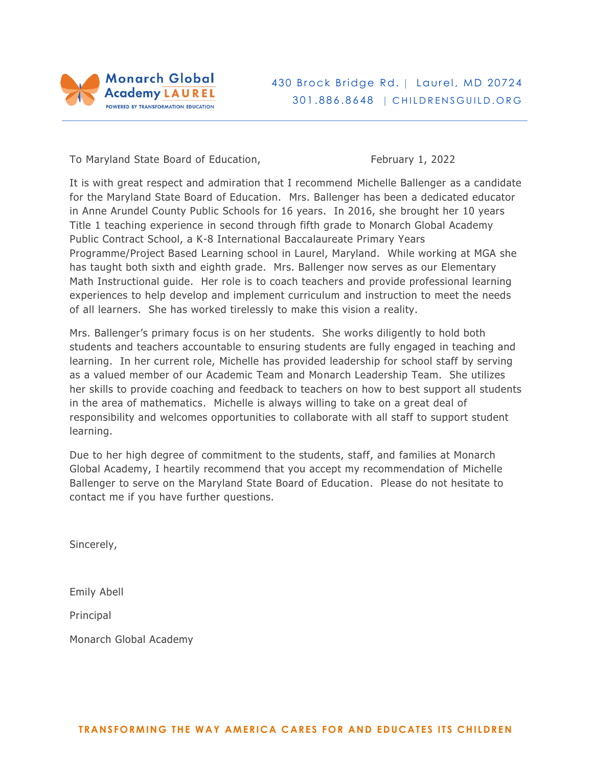Monarch Global Academy LAUREL
POWERED BY TRANSFORMATION EDUCATION

430 Brock Bridge Rd. | Laurel, MD 20724
301.886.8648 | CHILDRENSGUILD.ORG

To Maryland State Board of Education,

February 1, 2022

It is with great respect and admiration that I recommend Michelle Ballenger as a candidate for the Maryland State Board of Education. Mrs. Ballenger has been a dedicated educator in Anne Arundel County Public Schools for 16 years. In 2016, she brought her 10 years Title 1 teaching experience in second through fifth grade to Monarch Global Academy Public Contract School, a K-8 International Baccalaureate Primary Years Programme/Project Based Learning school in Laurel, Maryland. While working at MGA she has taught both sixth and eighth grade. Mrs. Ballenger now serves as our Elementary Math Instructional guide. Her role is to coach teachers and provide professional learning experiences to help develop and implement curriculum and instruction to meet the needs of all learners. She has worked tirelessly to make this vision a reality.

Mrs. Ballenger's primary focus is on her students. She works diligently to hold both students and teachers accountable to ensuring students are fully engaged in teaching and learning. In her current role, Michelle has provided leadership for school staff by serving as a valued member of our Academic Team and Monarch Leadership Team. She utilizes her skills to provide coaching and feedback to teachers on how to best support all students in the area of mathematics. Michelle is always willing to take on a great deal of responsibility and welcomes opportunities to collaborate with all staff to support student learning.

Due to her high degree of commitment to the students, staff, and families at Monarch Global Academy, I heartily recommend that you accept my recommendation of Michelle Ballenger to serve on the Maryland State Board of Education. Please do not hesitate to contact me if you have further questions.

Sincerely,

Emily Abell

Principal

Monarch Global Academy

TRANSFORMING THE WAY AMERICA CARES FOR AND EDUCATES ITS CHILDREN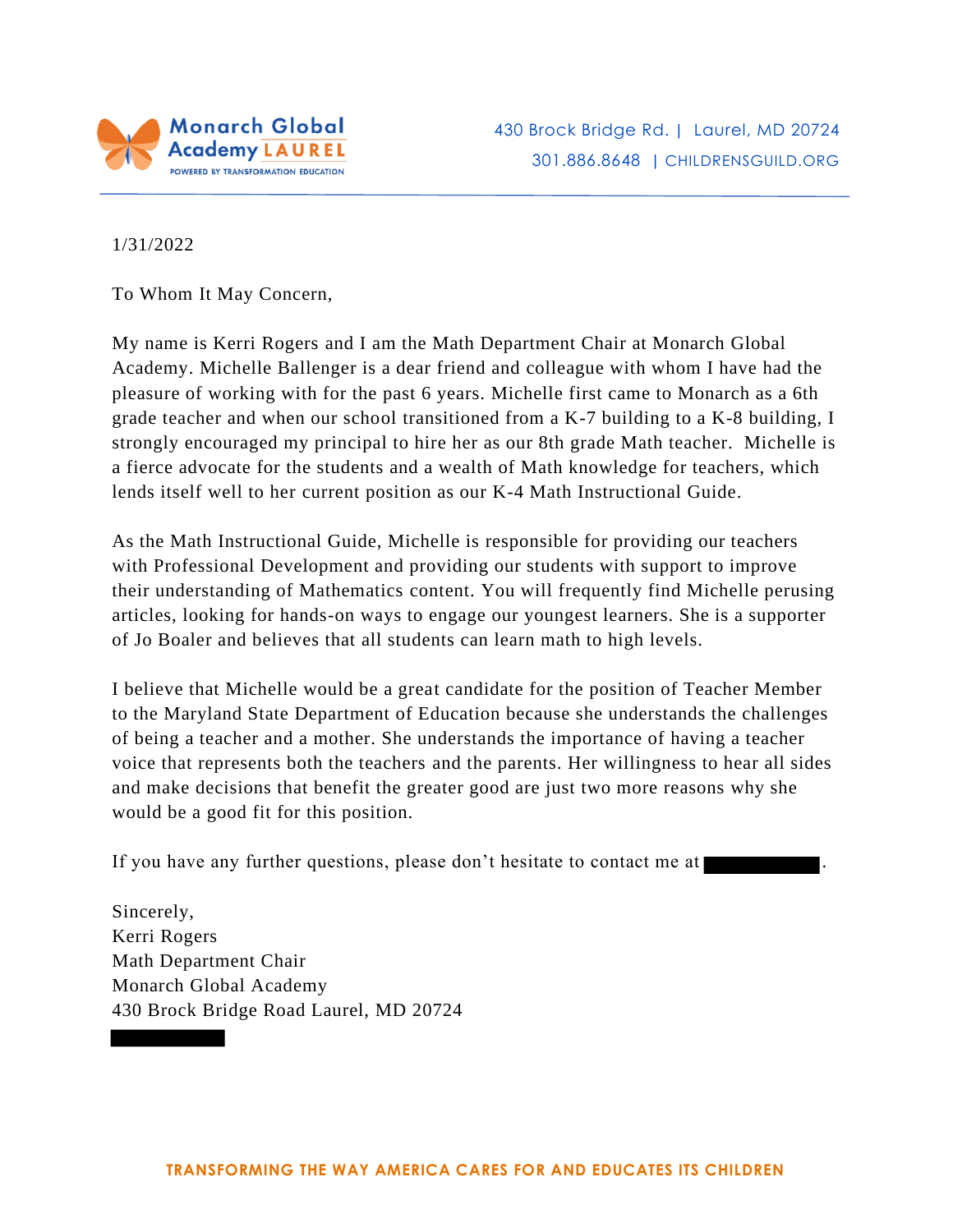Monarch Global Academy LAUREL
POWERED BY TRANSFORMATION EDUCATION

430 Brock Bridge Rd. | Laurel, MD 20724
301.886.8648 | CHILDRENSGUILD.ORG

1/31/2022

To Whom It May Concern,

My name is Kerri Rogers and I am the Math Department Chair at Monarch Global Academy. Michelle Ballenger is a dear friend and colleague with whom I have had the pleasure of working with for the past 6 years. Michelle first came to Monarch as a 6th grade teacher and when our school transitioned from a K-7 building to a K-8 building, I strongly encouraged my principal to hire her as our 8th grade Math teacher. Michelle is a fierce advocate for the students and a wealth of Math knowledge for teachers, which lends itself well to her current position as our K-4 Math Instructional Guide.

As the Math Instructional Guide, Michelle is responsible for providing our teachers with Professional Development and providing our students with support to improve their understanding of Mathematics content. You will frequently find Michelle perusing articles, looking for hands-on ways to engage our youngest learners. She is a supporter of Jo Boaler and believes that all students can learn math to high levels.

I believe that Michelle would be a great candidate for the position of Teacher Member to the Maryland State Department of Education because she understands the challenges of being a teacher and a mother. She understands the importance of having a teacher voice that represents both the teachers and the parents. Her willingness to hear all sides and make decisions that benefit the greater good are just two more reasons why she would be a good fit for this position.

If you have any further questions, please don't hesitate to contact me at [REDACTED].

Sincerely,
Kerri Rogers
Math Department Chair
Monarch Global Academy
430 Brock Bridge Road Laurel, MD 20724
[REDACTED]

TRANSFORMING THE WAY AMERICA CARES FOR AND EDUCATES ITS CHILDREN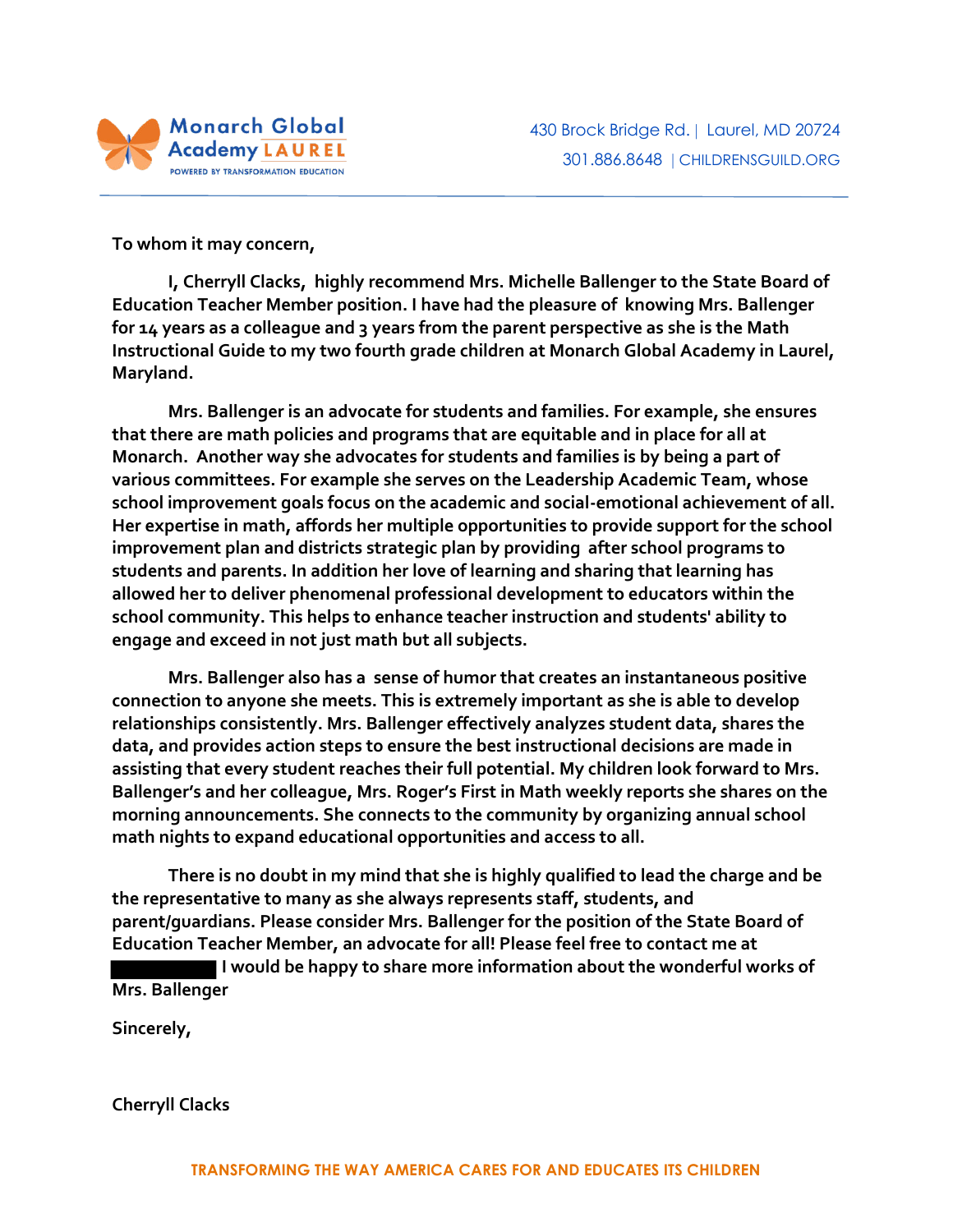Monarch Global Academy LAUREL

POWERED BY TRANSFORMATION EDUCATION

430 Brock Bridge Rd. | Laurel, MD 20724
301.886.8648 | CHILDRENSGUILD.ORG

**To whom it may concern,**

**I, Cherryll Clacks, highly recommend Mrs. Michelle Ballenger to the State Board of Education Teacher Member position. I have had the pleasure of knowing Mrs. Ballenger for 14 years as a colleague and 3 years from the parent perspective as she is the Math Instructional Guide to my two fourth grade children at Monarch Global Academy in Laurel, Maryland.**

**Mrs. Ballenger is an advocate for students and families. For example, she ensures that there are math policies and programs that are equitable and in place for all at Monarch. Another way she advocates for students and families is by being a part of various committees. For example she serves on the Leadership Academic Team, whose school improvement goals focus on the academic and social-emotional achievement of all. Her expertise in math, affords her multiple opportunities to provide support for the school improvement plan and districts strategic plan by providing after school programs to students and parents. In addition her love of learning and sharing that learning has allowed her to deliver phenomenal professional development to educators within the school community. This helps to enhance teacher instruction and students' ability to engage and exceed in not just math but all subjects.**

**Mrs. Ballenger also has a sense of humor that creates an instantaneous positive connection to anyone she meets. This is extremely important as she is able to develop relationships consistently. Mrs. Ballenger effectively analyzes student data, shares the data, and provides action steps to ensure the best instructional decisions are made in assisting that every student reaches their full potential. My children look forward to Mrs. Ballenger's and her colleague, Mrs. Roger's First in Math weekly reports she shares on the morning announcements. She connects to the community by organizing annual school math nights to expand educational opportunities and access to all.**

**There is no doubt in my mind that she is highly qualified to lead the charge and be the representative to many as she always represents staff, students, and parent/guardians. Please consider Mrs. Ballenger for the position of the State Board of Education Teacher Member, an advocate for all! Please feel free to contact me at [REDACTED] I would be happy to share more information about the wonderful works of Mrs. Ballenger**

**Sincerely,**

**Cherryll Clacks**

TRANSFORMING THE WAY AMERICA CARES FOR AND EDUCATES ITS CHILDREN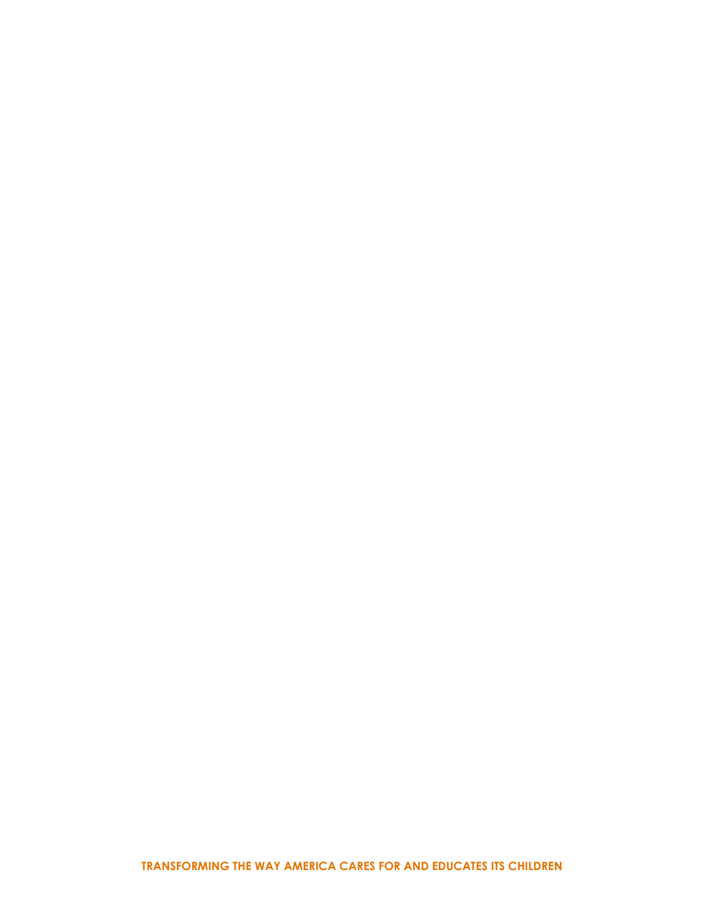**TRANSFORMING THE WAY AMERICA CARES FOR AND EDUCATES ITS CHILDREN**